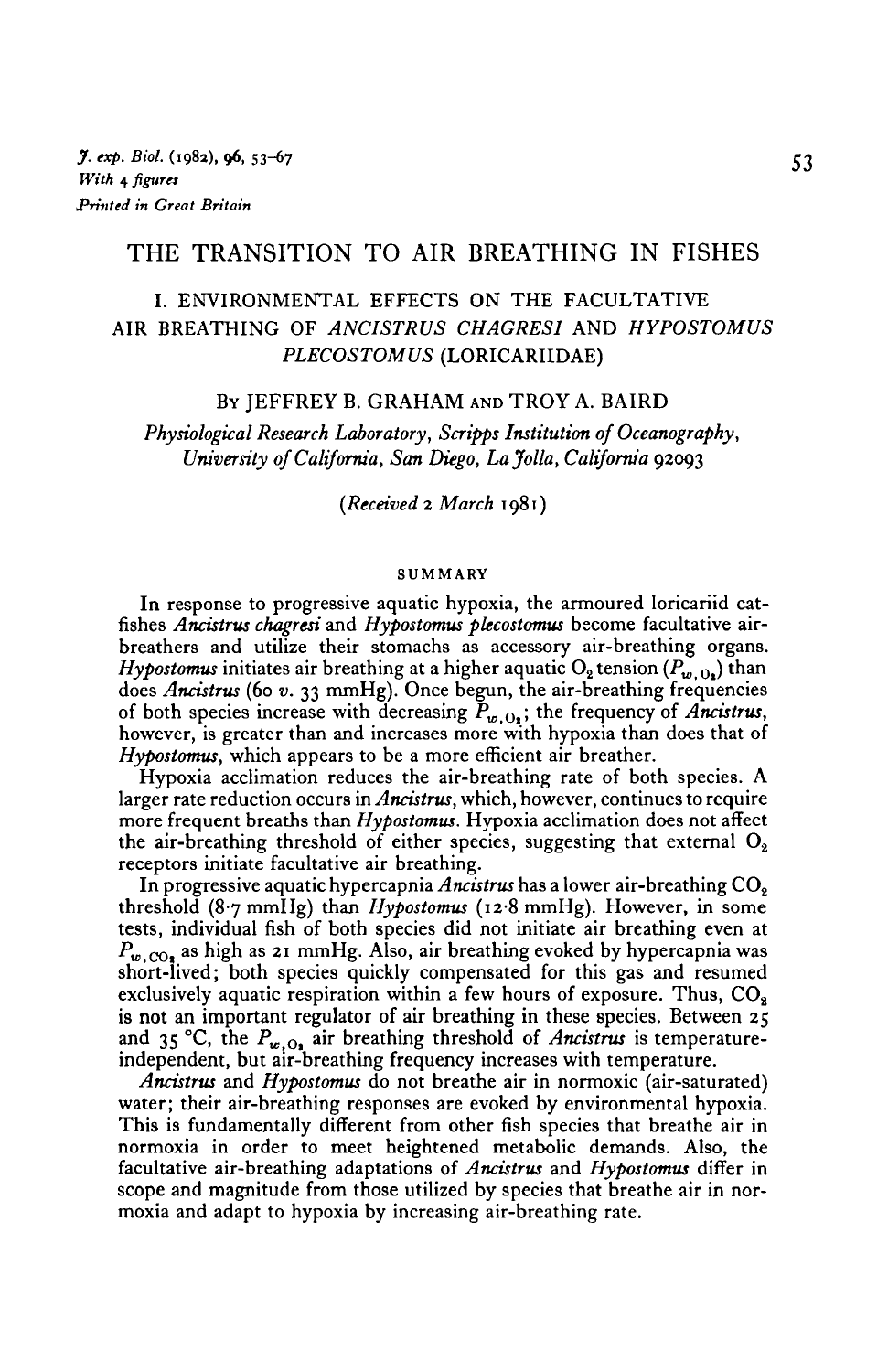# THE TRANSITION TO AIR BREATHING IN FISHES

## I. ENVIRONMENTAL EFFECTS ON THE FACULTATIVE AIR BREATHING OF *ANCISTRUS CHAGRESI* AND *HYPOSTOMUS PLECOSTOMUS* (LORICARIIDAE)

By JEFFREY B. GRAHAM AND TROY A. BAIRD

*Physiological Research Laboratory, Scripps Institution of Oceanography, University of California, San Diego, La Jolla, California* 92093

(*Received* 2 *March* 1981)

### SUMMARY

In response to progressive aquatic hypoxia, the armoured loricariid catfishes *Ancistrus chagresi* and *Hypostomus plecostomus* become facultative air-breathers and utilize their stomachs as accessory air-breathing organs. *Hypostomus* initiates air breathing at a higher aquatic $O_2$ tension ($P_{w,O_2}$) than does *Ancistrus* (60 *v.* 33 mmHg). Once begun, the air-breathing frequencies of both species increase with decreasing $P_{w,O_2}$; the frequency of *Ancistrus*, however, is greater than and increases more with hypoxia than does that of *Hypostomus*, which appears to be a more efficient air breather.

Hypoxia acclimation reduces the air-breathing rate of both species. A larger rate reduction occurs in *Ancistrus*, which, however, continues to require more frequent breaths than *Hypostomus*. Hypoxia acclimation does not affect the air-breathing threshold of either species, suggesting that external $O_2$ receptors initiate facultative air breathing.

In progressive aquatic hypercapnia *Ancistrus* has a lower air-breathing $CO_2$ threshold (8·7 mmHg) than *Hypostomus* (12·8 mmHg). However, in some tests, individual fish of both species did not initiate air breathing even at $P_{w,CO_2}$ as high as 21 mmHg. Also, air breathing evoked by hypercapnia was short-lived; both species quickly compensated for this gas and resumed exclusively aquatic respiration within a few hours of exposure. Thus, $CO_2$ is not an important regulator of air breathing in these species. Between 25 and 35 °C, the $P_{w,O_2}$ air breathing threshold of *Ancistrus* is temperature-independent, but air-breathing frequency increases with temperature.

*Ancistrus* and *Hypostomus* do not breathe air in normoxic (air-saturated) water; their air-breathing responses are evoked by environmental hypoxia. This is fundamentally different from other fish species that breathe air in normoxia in order to meet heightened metabolic demands. Also, the facultative air-breathing adaptations of *Ancistrus* and *Hypostomus* differ in scope and magnitude from those utilized by species that breathe air in normoxia and adapt to hypoxia by increasing air-breathing rate.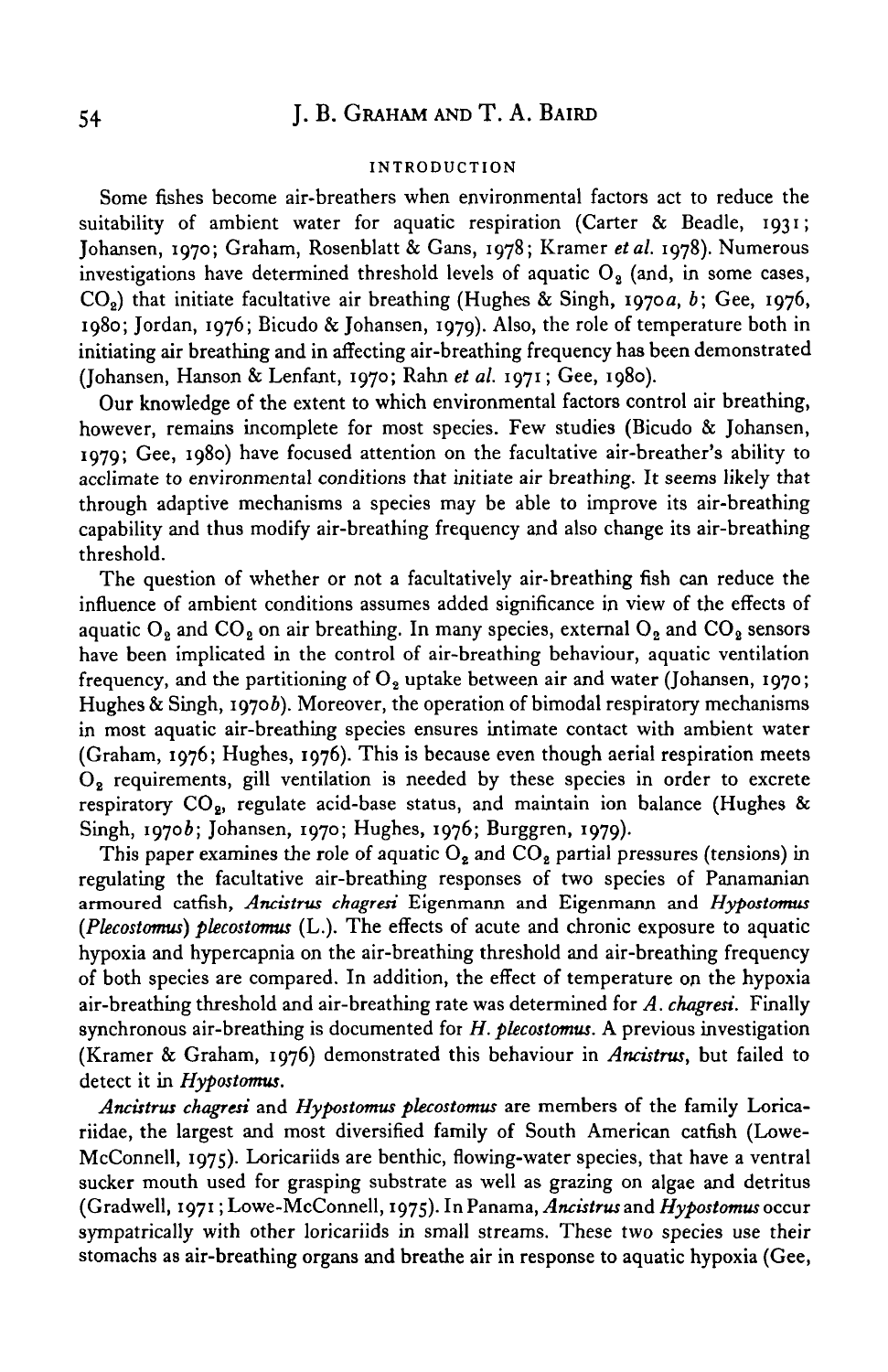## INTRODUCTION

Some fishes become air-breathers when environmental factors act to reduce the suitability of ambient water for aquatic respiration (Carter & Beadle, 1931; Johansen, 1970; Graham, Rosenblatt & Gans, 1978; Kramer *et al.* 1978). Numerous investigations have determined threshold levels of aquatic $O_2$ (and, in some cases, $CO_2$) that initiate facultative air breathing (Hughes & Singh, 1970*a*, *b*; Gee, 1976, 1980; Jordan, 1976; Bicudo & Johansen, 1979). Also, the role of temperature both in initiating air breathing and in affecting air-breathing frequency has been demonstrated (Johansen, Hanson & Lenfant, 1970; Rahn *et al.* 1971; Gee, 1980).

Our knowledge of the extent to which environmental factors control air breathing, however, remains incomplete for most species. Few studies (Bicudo & Johansen, 1979; Gee, 1980) have focused attention on the facultative air-breather's ability to acclimate to environmental conditions that initiate air breathing. It seems likely that through adaptive mechanisms a species may be able to improve its air-breathing capability and thus modify air-breathing frequency and also change its air-breathing threshold.

The question of whether or not a facultatively air-breathing fish can reduce the influence of ambient conditions assumes added significance in view of the effects of aquatic $O_2$ and $CO_2$ on air breathing. In many species, external $O_2$ and $CO_2$ sensors have been implicated in the control of air-breathing behaviour, aquatic ventilation frequency, and the partitioning of $O_2$ uptake between air and water (Johansen, 1970; Hughes & Singh, 1970*b*). Moreover, the operation of bimodal respiratory mechanisms in most aquatic air-breathing species ensures intimate contact with ambient water (Graham, 1976; Hughes, 1976). This is because even though aerial respiration meets $O_2$ requirements, gill ventilation is needed by these species in order to excrete respiratory $CO_2$, regulate acid-base status, and maintain ion balance (Hughes & Singh, 1970*b*; Johansen, 1970; Hughes, 1976; Burggren, 1979).

This paper examines the role of aquatic $O_2$ and $CO_2$ partial pressures (tensions) in regulating the facultative air-breathing responses of two species of Panamanian armoured catfish, *Ancistrus chagresi* Eigenmann and Eigenmann and *Hypostomus (Plecostomus) plecostomus* (L.). The effects of acute and chronic exposure to aquatic hypoxia and hypercapnia on the air-breathing threshold and air-breathing frequency of both species are compared. In addition, the effect of temperature on the hypoxia air-breathing threshold and air-breathing rate was determined for *A. chagresi*. Finally synchronous air-breathing is documented for *H. plecostomus*. A previous investigation (Kramer & Graham, 1976) demonstrated this behaviour in *Ancistrus*, but failed to detect it in *Hypostomus*.

*Ancistrus chagresi* and *Hypostomus plecostomus* are members of the family Loricariidae, the largest and most diversified family of South American catfish (Lowe-McConnell, 1975). Loricariids are benthic, flowing-water species, that have a ventral sucker mouth used for grasping substrate as well as grazing on algae and detritus (Gradwell, 1971; Lowe-McConnell, 1975). In Panama, *Ancistrus* and *Hypostomus* occur sympatrically with other loricariids in small streams. These two species use their stomachs as air-breathing organs and breathe air in response to aquatic hypoxia (Gee,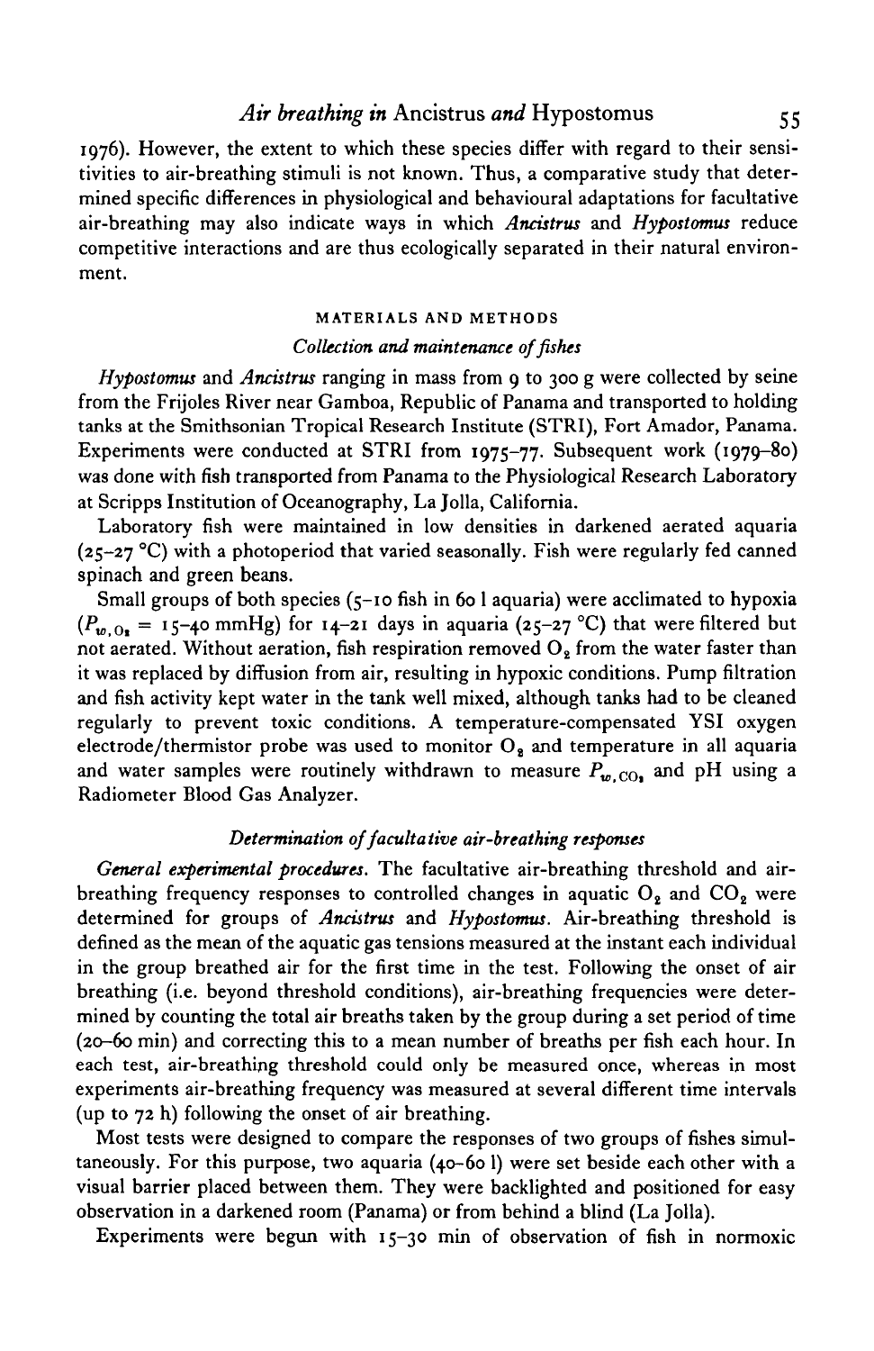1976). However, the extent to which these species differ with regard to their sensitivities to air-breathing stimuli is not known. Thus, a comparative study that determined specific differences in physiological and behavioural adaptations for facultative air-breathing may also indicate ways in which *Ancistrus* and *Hypostomus* reduce competitive interactions and are thus ecologically separated in their natural environment.

## MATERIALS AND METHODS

### *Collection and maintenance of fishes*

*Hypostomus* and *Ancistrus* ranging in mass from 9 to 300 g were collected by seine from the Frijoles River near Gamboa, Republic of Panama and transported to holding tanks at the Smithsonian Tropical Research Institute (STRI), Fort Amador, Panama. Experiments were conducted at STRI from 1975–77. Subsequent work (1979–80) was done with fish transported from Panama to the Physiological Research Laboratory at Scripps Institution of Oceanography, La Jolla, California.

Laboratory fish were maintained in low densities in darkened aerated aquaria (25–27 °C) with a photoperiod that varied seasonally. Fish were regularly fed canned spinach and green beans.

Small groups of both species (5–10 fish in 60 l aquaria) were acclimated to hypoxia ($P_{w,O_2}$ = 15–40 mmHg) for 14–21 days in aquaria (25–27 °C) that were filtered but not aerated. Without aeration, fish respiration removed $O_2$ from the water faster than it was replaced by diffusion from air, resulting in hypoxic conditions. Pump filtration and fish activity kept water in the tank well mixed, although tanks had to be cleaned regularly to prevent toxic conditions. A temperature-compensated YSI oxygen electrode/thermistor probe was used to monitor $O_2$ and temperature in all aquaria and water samples were routinely withdrawn to measure $P_{w,CO_2}$ and pH using a Radiometer Blood Gas Analyzer.

### *Determination of facultative air-breathing responses*

*General experimental procedures.* The facultative air-breathing threshold and air-breathing frequency responses to controlled changes in aquatic $O_2$ and $CO_2$ were determined for groups of *Ancistrus* and *Hypostomus*. Air-breathing threshold is defined as the mean of the aquatic gas tensions measured at the instant each individual in the group breathed air for the first time in the test. Following the onset of air breathing (i.e. beyond threshold conditions), air-breathing frequencies were determined by counting the total air breaths taken by the group during a set period of time (20–60 min) and correcting this to a mean number of breaths per fish each hour. In each test, air-breathing threshold could only be measured once, whereas in most experiments air-breathing frequency was measured at several different time intervals (up to 72 h) following the onset of air breathing.

Most tests were designed to compare the responses of two groups of fishes simultaneously. For this purpose, two aquaria (40–60 l) were set beside each other with a visual barrier placed between them. They were backlighted and positioned for easy observation in a darkened room (Panama) or from behind a blind (La Jolla).

Experiments were begun with 15–30 min of observation of fish in normoxic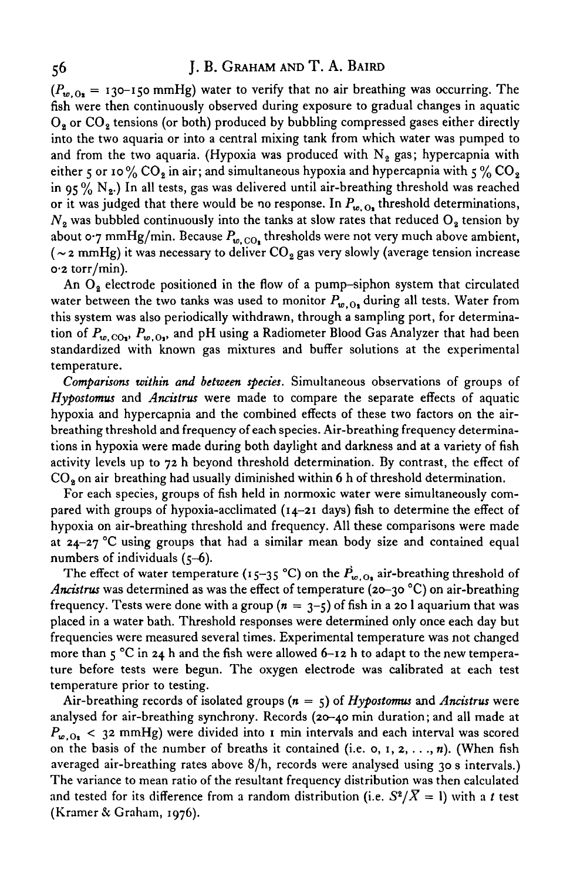($P_{w,O_2}$ = 130–150 mmHg) water to verify that no air breathing was occurring. The fish were then continuously observed during exposure to gradual changes in aquatic $O_2$ or $CO_2$ tensions (or both) produced by bubbling compressed gases either directly into the two aquaria or into a central mixing tank from which water was pumped to and from the two aquaria. (Hypoxia was produced with $N_2$ gas; hypercapnia with either 5 or 10% $CO_2$ in air; and simultaneous hypoxia and hypercapnia with 5% $CO_2$ in 95% $N_2$.) In all tests, gas was delivered until air-breathing threshold was reached or it was judged that there would be no response. In $P_{w,O_2}$ threshold determinations, $N_2$ was bubbled continuously into the tanks at slow rates that reduced $O_2$ tension by about 0·7 mmHg/min. Because $P_{w,CO_2}$ thresholds were not very much above ambient, (~2 mmHg) it was necessary to deliver $CO_2$ gas very slowly (average tension increase 0·2 torr/min).

An $O_2$ electrode positioned in the flow of a pump–siphon system that circulated water between the two tanks was used to monitor $P_{w,O_2}$ during all tests. Water from this system was also periodically withdrawn, through a sampling port, for determination of $P_{w,CO_2}$, $P_{w,O_2}$, and pH using a Radiometer Blood Gas Analyzer that had been standardized with known gas mixtures and buffer solutions at the experimental temperature.

*Comparisons within and between species.* Simultaneous observations of groups of *Hypostomus* and *Ancistrus* were made to compare the separate effects of aquatic hypoxia and hypercapnia and the combined effects of these two factors on the air-breathing threshold and frequency of each species. Air-breathing frequency determinations in hypoxia were made during both daylight and darkness and at a variety of fish activity levels up to 72 h beyond threshold determination. By contrast, the effect of $CO_2$ on air breathing had usually diminished within 6 h of threshold determination.

For each species, groups of fish held in normoxic water were simultaneously compared with groups of hypoxia-acclimated (14–21 days) fish to determine the effect of hypoxia on air-breathing threshold and frequency. All these comparisons were made at 24–27 °C using groups that had a similar mean body size and contained equal numbers of individuals (5–6).

The effect of water temperature (15–35 °C) on the $P_{w,O_2}$ air-breathing threshold of *Ancistrus* was determined as was the effect of temperature (20–30 °C) on air-breathing frequency. Tests were done with a group ($n$ = 3–5) of fish in a 20 l aquarium that was placed in a water bath. Threshold responses were determined only once each day but frequencies were measured several times. Experimental temperature was not changed more than 5 °C in 24 h and the fish were allowed 6–12 h to adapt to the new temperature before tests were begun. The oxygen electrode was calibrated at each test temperature prior to testing.

Air-breathing records of isolated groups ($n$ = 5) of *Hypostomus* and *Ancistrus* were analysed for air-breathing synchrony. Records (20–40 min duration; and all made at $P_{w,O_2}$ < 32 mmHg) were divided into 1 min intervals and each interval was scored on the basis of the number of breaths it contained (i.e. 0, 1, 2, . . ., $n$). (When fish averaged air-breathing rates above 8/h, records were analysed using 30 s intervals.) The variance to mean ratio of the resultant frequency distribution was then calculated and tested for its difference from a random distribution (i.e. $S^2/\bar{X} = 1$) with a $t$ test (Kramer & Graham, 1976).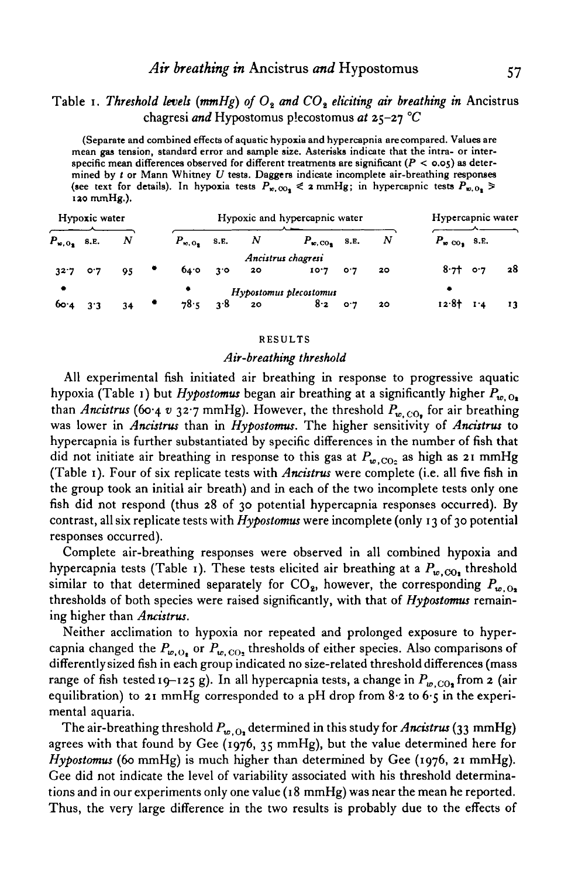Table 1. *Threshold levels (mmHg) of $O_2$ and $CO_2$ eliciting air breathing in* Ancistrus chagresi *and* Hypostomus plecostomus *at 25–27 °C*

(Separate and combined effects of aquatic hypoxia and hypercapnia are compared. Values are mean gas tension, standard error and sample size. Asterisks indicate that the intra- or inter-specific mean differences observed for different treatments are significant ($P < 0.05$) as determined by $t$ or Mann Whitney $U$ tests. Daggers indicate incomplete air-breathing responses (see text for details). In hypoxia tests $P_{w,CO_2} \leqslant 2$ mmHg; in hypercapnic tests $P_{w,O_2} \geqslant 120$ mmHg.).

| Hypoxic water | | | | Hypoxic and hypercapnic water | | | | | | Hypercapnic water | | |
|---|---|---|---|---|---|---|---|---|---|---|---|---|
| $P_{w,O_2}$ | S.E. | $N$ | | $P_{w,O_2}$ | S.E. | $N$ | $P_{w,CO_2}$ | S.E. | $N$ | $P_{w,CO_2}$ | S.E. | |
| *Ancistrus chagresi* | | | | | | | | | | | | |
| 32·7 | 0·7 | 95 | * | 64·0 | 3·0 | 20 | 10·7 | 0·7 | 20 | 8·7† | 0·7 | 28 |
| * | | | | * | | | | | | * | | |
| *Hypostomus plecostomus* | | | | | | | | | | | | |
| 60·4 | 3·3 | 34 | * | 78·5 | 3·8 | 20 | 8·2 | 0·7 | 20 | 12·8† | 1·4 | 13 |

## RESULTS

### *Air-breathing threshold*

All experimental fish initiated air breathing in response to progressive aquatic hypoxia (Table 1) but *Hypostomus* began air breathing at a significantly higher $P_{w,O_2}$ than *Ancistrus* (60·4 *v* 32·7 mmHg). However, the threshold $P_{w,CO_2}$ for air breathing was lower in *Ancistrus* than in *Hypostomus*. The higher sensitivity of *Ancistrus* to hypercapnia is further substantiated by specific differences in the number of fish that did not initiate air breathing in response to this gas at $P_{w,CO_2}$ as high as 21 mmHg (Table 1). Four of six replicate tests with *Ancistrus* were complete (i.e. all five fish in the group took an initial air breath) and in each of the two incomplete tests only one fish did not respond (thus 28 of 30 potential hypercapnia responses occurred). By contrast, all six replicate tests with *Hypostomus* were incomplete (only 13 of 30 potential responses occurred).

Complete air-breathing responses were observed in all combined hypoxia and hypercapnia tests (Table 1). These tests elicited air breathing at a $P_{w,CO_2}$ threshold similar to that determined separately for $CO_2$, however, the corresponding $P_{w,O_2}$ thresholds of both species were raised significantly, with that of *Hypostomus* remaining higher than *Ancistrus*.

Neither acclimation to hypoxia nor repeated and prolonged exposure to hypercapnia changed the $P_{w,O_2}$ or $P_{w,CO_2}$ thresholds of either species. Also comparisons of differently sized fish in each group indicated no size-related threshold differences (mass range of fish tested 19–125 g). In all hypercapnia tests, a change in $P_{w,CO_2}$ from 2 (air equilibration) to 21 mmHg corresponded to a pH drop from 8·2 to 6·5 in the experimental aquaria.

The air-breathing threshold $P_{w,O_2}$ determined in this study for *Ancistrus* (33 mmHg) agrees with that found by Gee (1976, 35 mmHg), but the value determined here for *Hypostomus* (60 mmHg) is much higher than determined by Gee (1976, 21 mmHg). Gee did not indicate the level of variability associated with his threshold determinations and in our experiments only one value (18 mmHg) was near the mean he reported. Thus, the very large difference in the two results is probably due to the effects of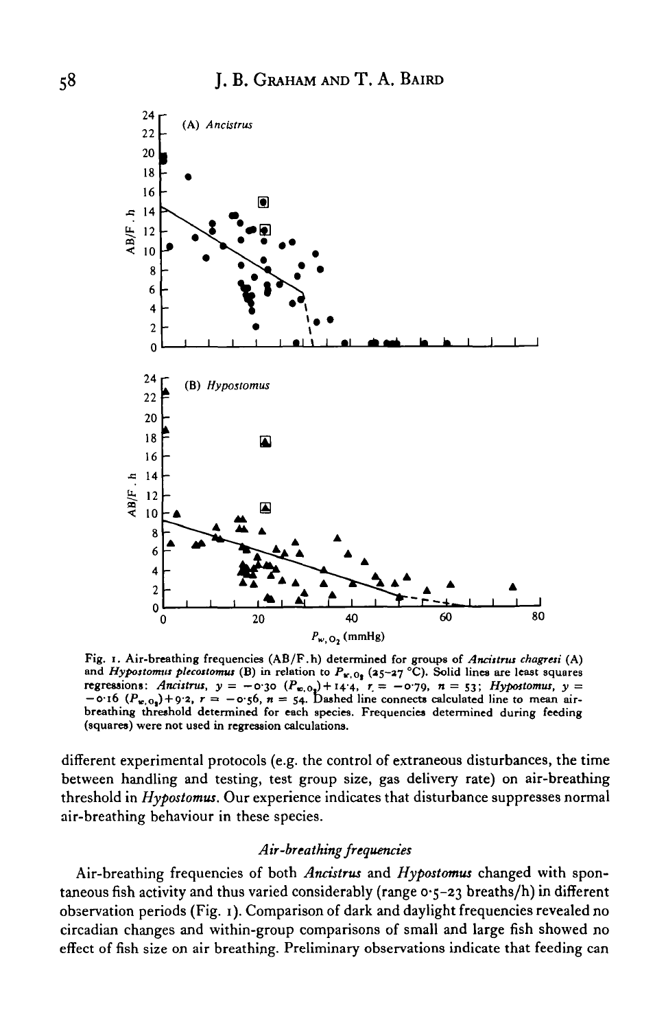Fig. 1. Air-breathing frequencies (AB/F.h) determined for groups of *Ancistrus chagresi* (A) and *Hypostomus plecostomus* (B) in relation to $P_{w,O_2}$ (25–27 °C). Solid lines are least squares regressions: *Ancistrus*, $y = -0.30\ (P_{w,O_2}) + 14.4$, $r = -0.79$, $n = 53$; *Hypostomus*, $y = -0.16\ (P_{w,O_2}) + 9.2$, $r = -0.56$, $n = 54$. Dashed line connects calculated line to mean air-breathing threshold determined for each species. Frequencies determined during feeding (squares) were not used in regression calculations.

different experimental protocols (e.g. the control of extraneous disturbances, the time between handling and testing, test group size, gas delivery rate) on air-breathing threshold in *Hypostomus*. Our experience indicates that disturbance suppresses normal air-breathing behaviour in these species.

### *Air-breathing frequencies*

Air-breathing frequencies of both *Ancistrus* and *Hypostomus* changed with spontaneous fish activity and thus varied considerably (range 0.5–23 breaths/h) in different observation periods (Fig. 1). Comparison of dark and daylight frequencies revealed no circadian changes and within-group comparisons of small and large fish showed no effect of fish size on air breathing. Preliminary observations indicate that feeding can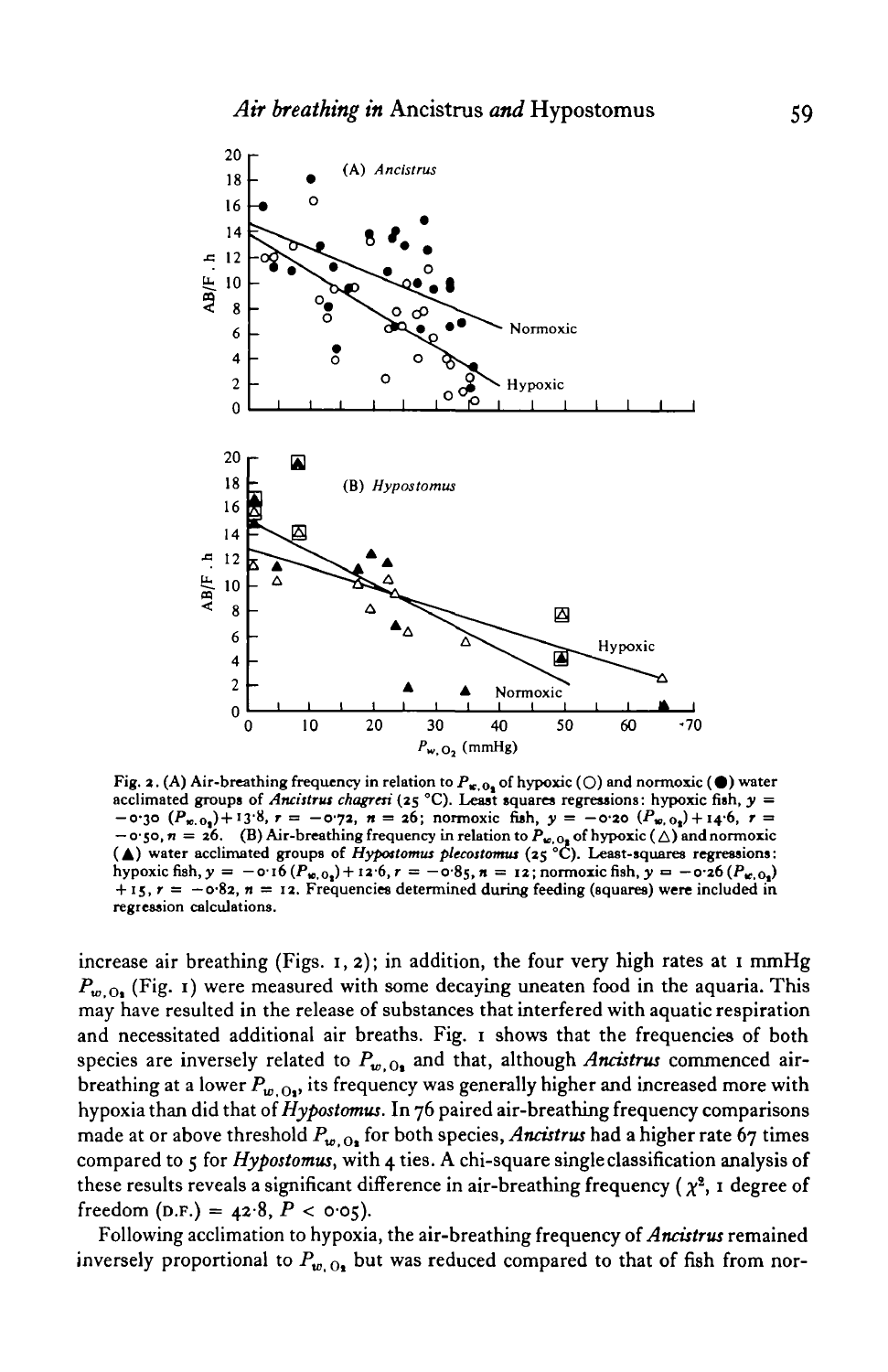Fig. 2. (A) Air-breathing frequency in relation to $P_{w,O_2}$ of hypoxic (○) and normoxic (●) water acclimated groups of *Ancistrus chagresi* (25 °C). Least squares regressions: hypoxic fish, $y = -0.30\ (P_{w,O_2}) + 13.8$, $r = -0.72$, $n = 26$; normoxic fish, $y = -0.20\ (P_{w,O_2}) + 14.6$, $r = -0.50$, $n = 26$. (B) Air-breathing frequency in relation to $P_{w,O_2}$ of hypoxic (△) and normoxic (▲) water acclimated groups of *Hypostomus plecostomus* (25 °C). Least-squares regressions: hypoxic fish, $y = -0.16\ (P_{w,O_2}) + 12.6$, $r = -0.85$, $n = 12$; normoxic fish, $y = -0.26\ (P_{w,O_2}) + 15$, $r = -0.82$, $n = 12$. Frequencies determined during feeding (squares) were included in regression calculations.

increase air breathing (Figs. 1, 2); in addition, the four very high rates at 1 mmHg $P_{w,O_2}$ (Fig. 1) were measured with some decaying uneaten food in the aquaria. This may have resulted in the release of substances that interfered with aquatic respiration and necessitated additional air breaths. Fig. 1 shows that the frequencies of both species are inversely related to $P_{w,O_2}$ and that, although *Ancistrus* commenced air-breathing at a lower $P_{w,O_2}$, its frequency was generally higher and increased more with hypoxia than did that of *Hypostomus*. In 76 paired air-breathing frequency comparisons made at or above threshold $P_{w,O_2}$ for both species, *Ancistrus* had a higher rate 67 times compared to 5 for *Hypostomus*, with 4 ties. A chi-square single classification analysis of these results reveals a significant difference in air-breathing frequency ($\chi^2$, 1 degree of freedom (D.F.) = 42.8, $P < 0.05$).

Following acclimation to hypoxia, the air-breathing frequency of *Ancistrus* remained inversely proportional to $P_{w,O_2}$ but was reduced compared to that of fish from nor-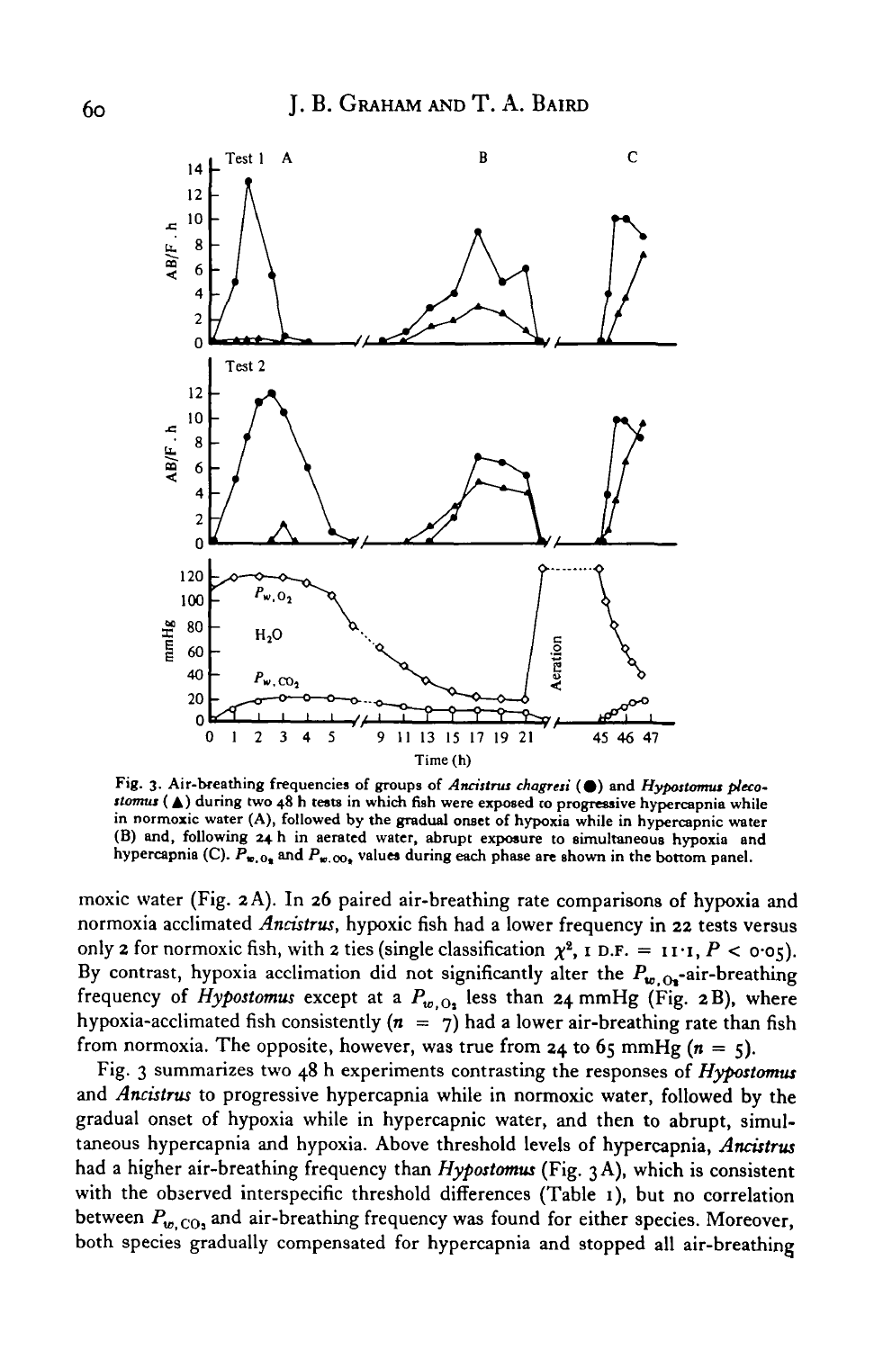Fig. 3. Air-breathing frequencies of groups of *Ancistrus chagresi* (●) and *Hypostomus plecostomus* (▲) during two 48 h tests in which fish were exposed to progressive hypercapnia while in normoxic water (A), followed by the gradual onset of hypoxia while in hypercapnic water (B) and, following 24 h in aerated water, abrupt exposure to simultaneous hypoxia and hypercapnia (C). $P_{w,O_2}$ and $P_{w,CO_2}$ values during each phase are shown in the bottom panel.

moxic water (Fig. 2A). In 26 paired air-breathing rate comparisons of hypoxia and normoxia acclimated *Ancistrus*, hypoxic fish had a lower frequency in 22 tests versus only 2 for normoxic fish, with 2 ties (single classification $\chi^2$, 1 D.F. = 11·1, $P < 0·05$). By contrast, hypoxia acclimation did not significantly alter the $P_{w,O_2}$-air-breathing frequency of *Hypostomus* except at a $P_{w,O_2}$ less than 24 mmHg (Fig. 2B), where hypoxia-acclimated fish consistently ($n = 7$) had a lower air-breathing rate than fish from normoxia. The opposite, however, was true from 24 to 65 mmHg ($n = 5$).

Fig. 3 summarizes two 48 h experiments contrasting the responses of *Hypostomus* and *Ancistrus* to progressive hypercapnia while in normoxic water, followed by the gradual onset of hypoxia while in hypercapnic water, and then to abrupt, simultaneous hypercapnia and hypoxia. Above threshold levels of hypercapnia, *Ancistrus* had a higher air-breathing frequency than *Hypostomus* (Fig. 3A), which is consistent with the observed interspecific threshold differences (Table 1), but no correlation between $P_{w,CO_2}$ and air-breathing frequency was found for either species. Moreover, both species gradually compensated for hypercapnia and stopped all air-breathing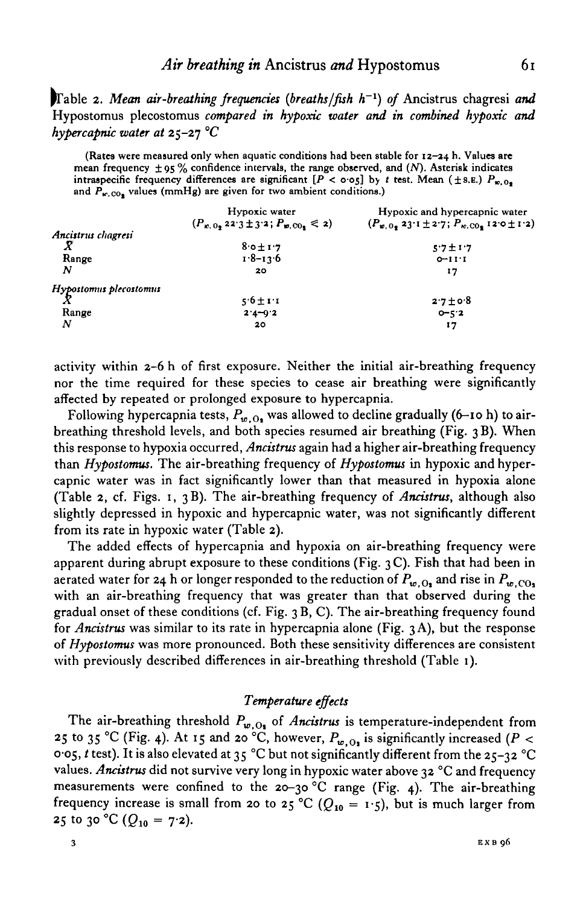Table 2. *Mean air-breathing frequencies (breaths/fish $h^{-1}$) of* Ancistrus chagresi *and* Hypostomus plecostomus *compared in hypoxic water and in combined hypoxic and hypercapnic water at 25–27 °C*

(Rates were measured only when aquatic conditions had been stable for 12–24 h. Values are mean frequency ± 95 % confidence intervals, the range observed, and (*N*). Asterisk indicates intraspecific frequency differences are significant [$P < 0.05$] by *t* test. Mean (± S.E.) $P_{w,O_2}$ and $P_{w,CO_2}$ values (mmHg) are given for two ambient conditions.)

| | Hypoxic water ($P_{w,O_2}$ 22.3 ± 3.2; $P_{w,CO_2} \leq 2$) | Hypoxic and hypercapnic water ($P_{w,O_2}$ 23.1 ± 2.7; $P_{w,CO_2}$ 12.0 ± 1.2) |
|---|---|---|
| *Ancistrus chagresi* | | |
| $\bar{X}$ | 8.0 ± 1.7 | 5.7 ± 1.7 |
| Range | 1.8–13.6 | 0–11.1 |
| *N* | 20 | 17 |
| *Hypostomus plecostomus* | | |
| $\bar{X}$ | 5.6 ± 1.1 | 2.7 ± 0.8 |
| Range | 2.4–9.2 | 0–5.2 |
| *N* | 20 | 17 |

activity within 2–6 h of first exposure. Neither the initial air-breathing frequency nor the time required for these species to cease air breathing were significantly affected by repeated or prolonged exposure to hypercapnia.

Following hypercapnia tests, $P_{w,O_2}$ was allowed to decline gradually (6–10 h) to air-breathing threshold levels, and both species resumed air breathing (Fig. 3B). When this response to hypoxia occurred, *Ancistrus* again had a higher air-breathing frequency than *Hypostomus*. The air-breathing frequency of *Hypostomus* in hypoxic and hypercapnic water was in fact significantly lower than that measured in hypoxia alone (Table 2, cf. Figs. 1, 3B). The air-breathing frequency of *Ancistrus*, although also slightly depressed in hypoxic and hypercapnic water, was not significantly different from its rate in hypoxic water (Table 2).

The added effects of hypercapnia and hypoxia on air-breathing frequency were apparent during abrupt exposure to these conditions (Fig. 3C). Fish that had been in aerated water for 24 h or longer responded to the reduction of $P_{w,O_2}$ and rise in $P_{w,CO_2}$ with an air-breathing frequency that was greater than that observed during the gradual onset of these conditions (cf. Fig. 3B, C). The air-breathing frequency found for *Ancistrus* was similar to its rate in hypercapnia alone (Fig. 3A), but the response of *Hypostomus* was more pronounced. Both these sensitivity differences are consistent with previously described differences in air-breathing threshold (Table 1).

### *Temperature effects*

The air-breathing threshold $P_{w,O_2}$ of *Ancistrus* is temperature-independent from 25 to 35 °C (Fig. 4). At 15 and 20 °C, however, $P_{w,O_2}$ is significantly increased ($P < 0.05$, *t* test). It is also elevated at 35 °C but not significantly different from the 25–32 °C values. *Ancistrus* did not survive very long in hypoxic water above 32 °C and frequency measurements were confined to the 20–30 °C range (Fig. 4). The air-breathing frequency increase is small from 20 to 25 °C ($Q_{10} = 1.5$), but is much larger from 25 to 30 °C ($Q_{10} = 7.2$).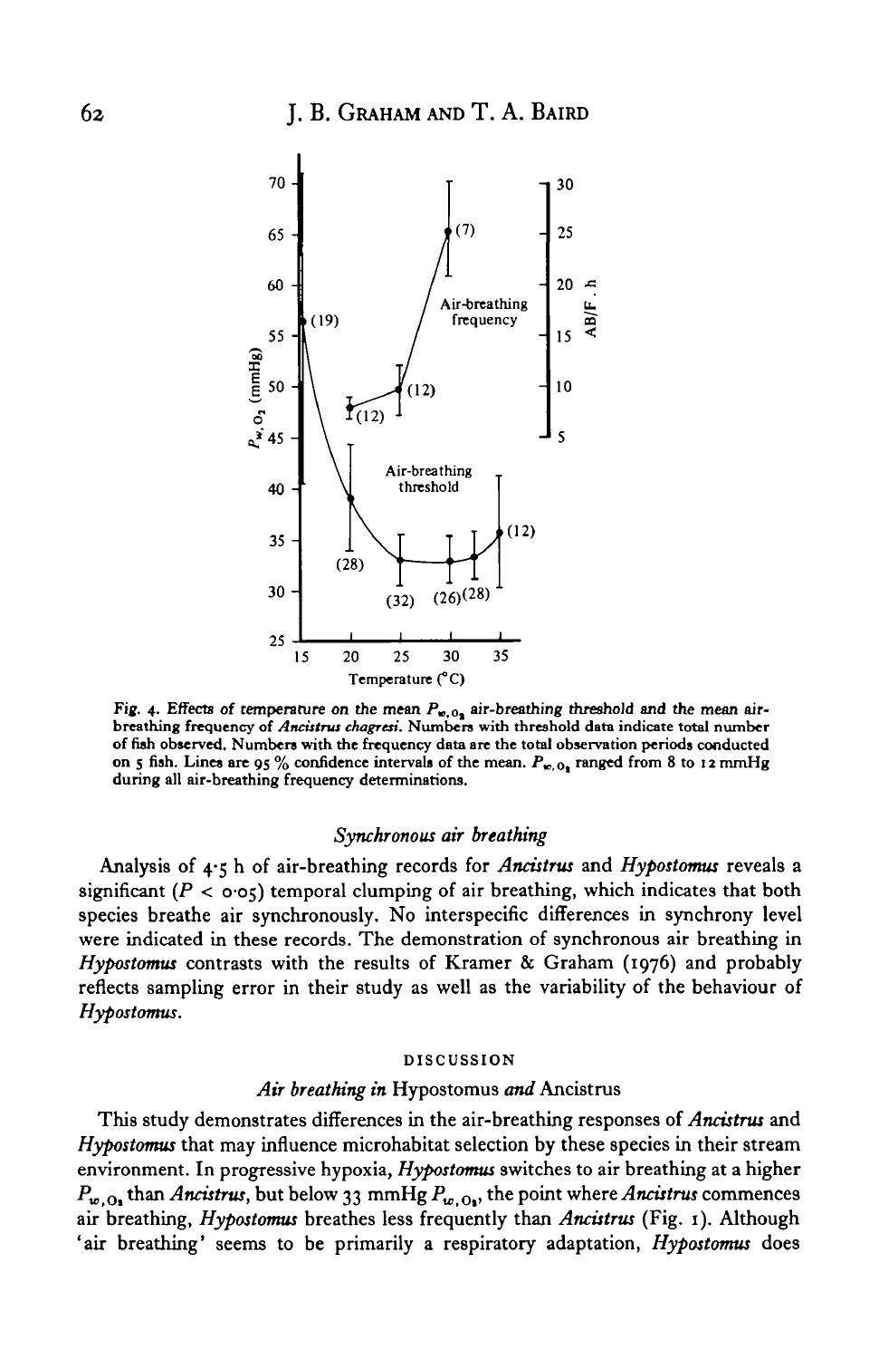Fig. 4. Effects of temperature on the mean $P_{w,O_2}$ air-breathing threshold and the mean air-breathing frequency of *Ancistrus chagresi*. Numbers with threshold data indicate total number of fish observed. Numbers with the frequency data are the total observation periods conducted on 5 fish. Lines are 95 % confidence intervals of the mean. $P_{w,O_2}$ ranged from 8 to 12 mmHg during all air-breathing frequency determinations.

### *Synchronous air breathing*

Analysis of 4·5 h of air-breathing records for *Ancistrus* and *Hypostomus* reveals a significant ($P < 0·05$) temporal clumping of air breathing, which indicates that both species breathe air synchronously. No interspecific differences in synchrony level were indicated in these records. The demonstration of synchronous air breathing in *Hypostomus* contrasts with the results of Kramer & Graham (1976) and probably reflects sampling error in their study as well as the variability of the behaviour of *Hypostomus*.

## DISCUSSION

### *Air breathing in* Hypostomus *and* Ancistrus

This study demonstrates differences in the air-breathing responses of *Ancistrus* and *Hypostomus* that may influence microhabitat selection by these species in their stream environment. In progressive hypoxia, *Hypostomus* switches to air breathing at a higher $P_{w,O_2}$ than *Ancistrus*, but below 33 mmHg $P_{w,O_2}$, the point where *Ancistrus* commences air breathing, *Hypostomus* breathes less frequently than *Ancistrus* (Fig. 1). Although 'air breathing' seems to be primarily a respiratory adaptation, *Hypostomus* does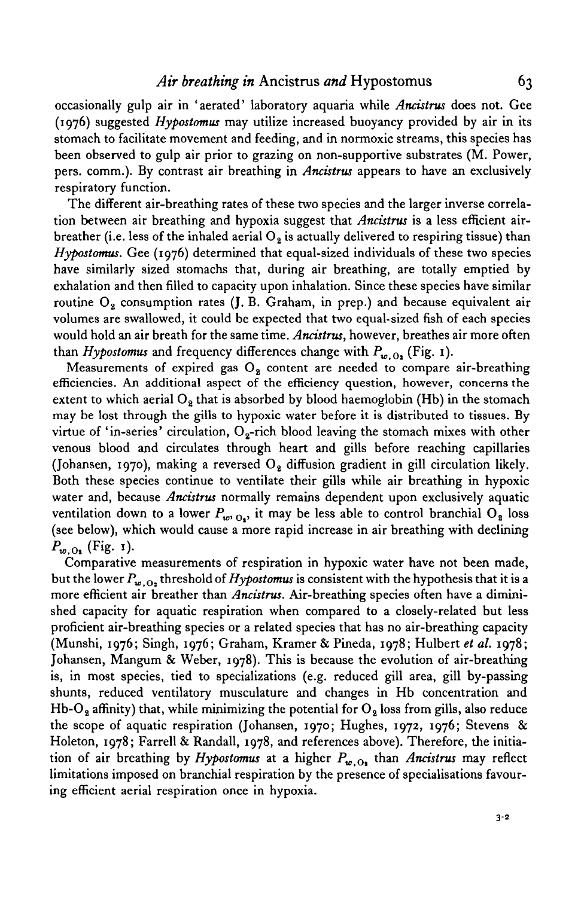occasionally gulp air in 'aerated' laboratory aquaria while *Ancistrus* does not. Gee (1976) suggested *Hypostomus* may utilize increased buoyancy provided by air in its stomach to facilitate movement and feeding, and in normoxic streams, this species has been observed to gulp air prior to grazing on non-supportive substrates (M. Power, pers. comm.). By contrast air breathing in *Ancistrus* appears to have an exclusively respiratory function.

The different air-breathing rates of these two species and the larger inverse correlation between air breathing and hypoxia suggest that *Ancistrus* is a less efficient air-breather (i.e. less of the inhaled aerial $O_2$ is actually delivered to respiring tissue) than *Hypostomus*. Gee (1976) determined that equal-sized individuals of these two species have similarly sized stomachs that, during air breathing, are totally emptied by exhalation and then filled to capacity upon inhalation. Since these species have similar routine $O_2$ consumption rates (J. B. Graham, in prep.) and because equivalent air volumes are swallowed, it could be expected that two equal-sized fish of each species would hold an air breath for the same time. *Ancistrus*, however, breathes air more often than *Hypostomus* and frequency differences change with $P_{w,O_2}$ (Fig. 1).

Measurements of expired gas $O_2$ content are needed to compare air-breathing efficiencies. An additional aspect of the efficiency question, however, concerns the extent to which aerial $O_2$ that is absorbed by blood haemoglobin (Hb) in the stomach may be lost through the gills to hypoxic water before it is distributed to tissues. By virtue of 'in-series' circulation, $O_2$-rich blood leaving the stomach mixes with other venous blood and circulates through heart and gills before reaching capillaries (Johansen, 1970), making a reversed $O_2$ diffusion gradient in gill circulation likely. Both these species continue to ventilate their gills while air breathing in hypoxic water and, because *Ancistrus* normally remains dependent upon exclusively aquatic ventilation down to a lower $P_{w,O_2}$, it may be less able to control branchial $O_2$ loss (see below), which would cause a more rapid increase in air breathing with declining $P_{w,O_2}$ (Fig. 1).

Comparative measurements of respiration in hypoxic water have not been made, but the lower $P_{w,O_2}$ threshold of *Hypostomus* is consistent with the hypothesis that it is a more efficient air breather than *Ancistrus*. Air-breathing species often have a diminished capacity for aquatic respiration when compared to a closely-related but less proficient air-breathing species or a related species that has no air-breathing capacity (Munshi, 1976; Singh, 1976; Graham, Kramer & Pineda, 1978; Hulbert *et al.* 1978; Johansen, Mangum & Weber, 1978). This is because the evolution of air-breathing is, in most species, tied to specializations (e.g. reduced gill area, gill by-passing shunts, reduced ventilatory musculature and changes in Hb concentration and Hb-$O_2$ affinity) that, while minimizing the potential for $O_2$ loss from gills, also reduce the scope of aquatic respiration (Johansen, 1970; Hughes, 1972, 1976; Stevens & Holeton, 1978; Farrell & Randall, 1978, and references above). Therefore, the initiation of air breathing by *Hypostomus* at a higher $P_{w,O_2}$ than *Ancistrus* may reflect limitations imposed on branchial respiration by the presence of specialisations favouring efficient aerial respiration once in hypoxia.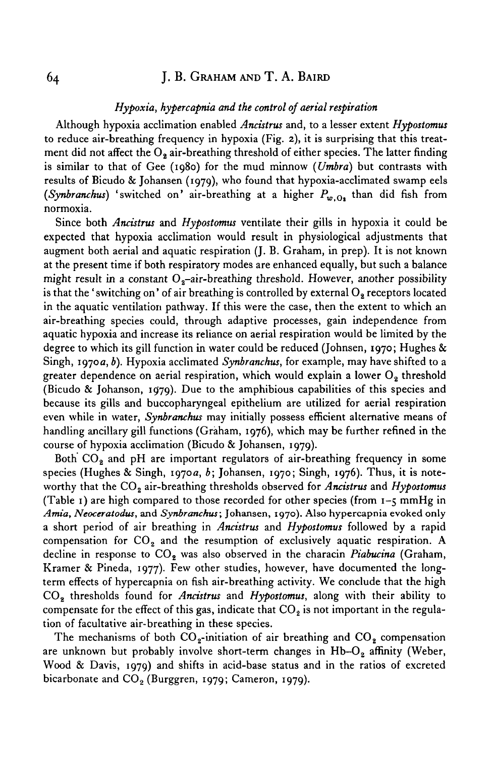### *Hypoxia, hypercapnia and the control of aerial respiration*

Although hypoxia acclimation enabled *Ancistrus* and, to a lesser extent *Hypostomus* to reduce air-breathing frequency in hypoxia (Fig. 2), it is surprising that this treatment did not affect the $O_2$ air-breathing threshold of either species. The latter finding is similar to that of Gee (1980) for the mud minnow (*Umbra*) but contrasts with results of Bicudo & Johansen (1979), who found that hypoxia-acclimated swamp eels (*Synbranchus*) 'switched on' air-breathing at a higher $P_{w,O_2}$ than did fish from normoxia.

Since both *Ancistrus* and *Hypostomus* ventilate their gills in hypoxia it could be expected that hypoxia acclimation would result in physiological adjustments that augment both aerial and aquatic respiration (J. B. Graham, in prep). It is not known at the present time if both respiratory modes are enhanced equally, but such a balance might result in a constant $O_2$–air-breathing threshold. However, another possibility is that the 'switching on' of air breathing is controlled by external $O_2$ receptors located in the aquatic ventilation pathway. If this were the case, then the extent to which an air-breathing species could, through adaptive processes, gain independence from aquatic hypoxia and increase its reliance on aerial respiration would be limited by the degree to which its gill function in water could be reduced (Johnsen, 1970; Hughes & Singh, 1970*a*, *b*). Hypoxia acclimated *Synbranchus*, for example, may have shifted to a greater dependence on aerial respiration, which would explain a lower $O_2$ threshold (Bicudo & Johanson, 1979). Due to the amphibious capabilities of this species and because its gills and buccopharyngeal epithelium are utilized for aerial respiration even while in water, *Synbranchus* may initially possess efficient alternative means of handling ancillary gill functions (Graham, 1976), which may be further refined in the course of hypoxia acclimation (Bicudo & Johansen, 1979).

Both $CO_2$ and pH are important regulators of air-breathing frequency in some species (Hughes & Singh, 1970*a*, *b*; Johansen, 1970; Singh, 1976). Thus, it is noteworthy that the $CO_2$ air-breathing thresholds observed for *Ancistrus* and *Hypostomus* (Table 1) are high compared to those recorded for other species (from 1–5 mmHg in *Amia*, *Neoceratodus*, and *Synbranchus*; Johansen, 1970). Also hypercapnia evoked only a short period of air breathing in *Ancistrus* and *Hypostomus* followed by a rapid compensation for $CO_2$ and the resumption of exclusively aquatic respiration. A decline in response to $CO_2$ was also observed in the characin *Piabucina* (Graham, Kramer & Pineda, 1977). Few other studies, however, have documented the long-term effects of hypercapnia on fish air-breathing activity. We conclude that the high $CO_2$ thresholds found for *Ancistrus* and *Hypostomus*, along with their ability to compensate for the effect of this gas, indicate that $CO_2$ is not important in the regulation of facultative air-breathing in these species.

The mechanisms of both $CO_2$-initiation of air breathing and $CO_2$ compensation are unknown but probably involve short-term changes in Hb–$O_2$ affinity (Weber, Wood & Davis, 1979) and shifts in acid-base status and in the ratios of excreted bicarbonate and $CO_2$ (Burggren, 1979; Cameron, 1979).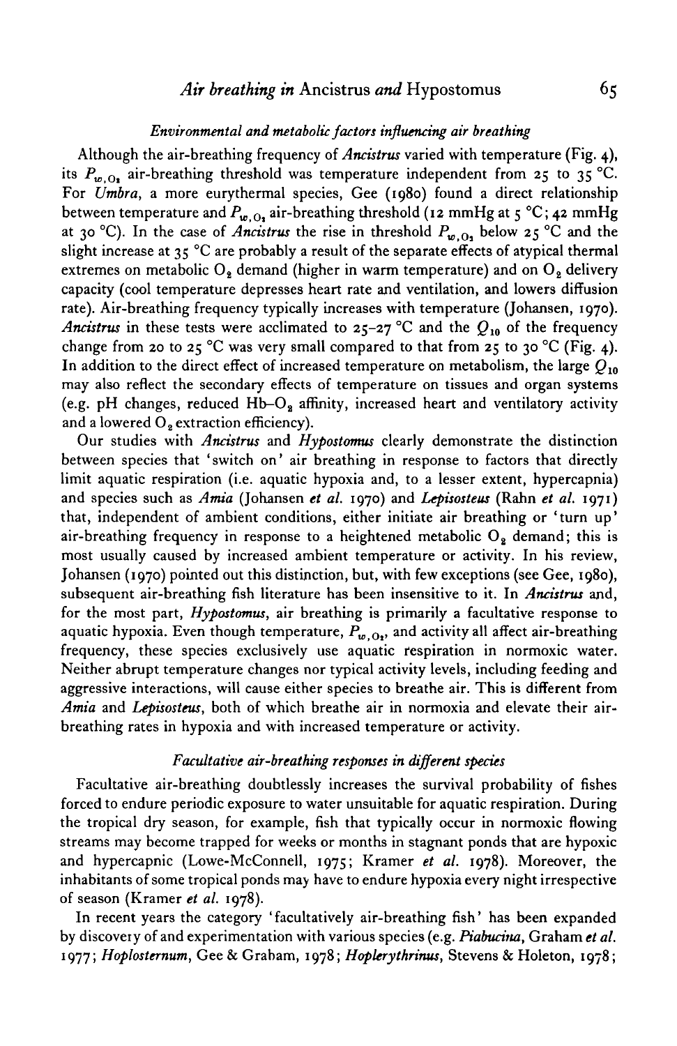### *Environmental and metabolic factors influencing air breathing*

Although the air-breathing frequency of *Ancistrus* varied with temperature (Fig. 4), its $P_{w,O_2}$ air-breathing threshold was temperature independent from 25 to 35 °C. For *Umbra*, a more eurythermal species, Gee (1980) found a direct relationship between temperature and $P_{w,O_2}$ air-breathing threshold (12 mmHg at 5 °C; 42 mmHg at 30 °C). In the case of *Ancistrus* the rise in threshold $P_{w,O_2}$ below 25 °C and the slight increase at 35 °C are probably a result of the separate effects of atypical thermal extremes on metabolic $O_2$ demand (higher in warm temperature) and on $O_2$ delivery capacity (cool temperature depresses heart rate and ventilation, and lowers diffusion rate). Air-breathing frequency typically increases with temperature (Johansen, 1970). *Ancistrus* in these tests were acclimated to 25–27 °C and the $Q_{10}$ of the frequency change from 20 to 25 °C was very small compared to that from 25 to 30 °C (Fig. 4). In addition to the direct effect of increased temperature on metabolism, the large $Q_{10}$ may also reflect the secondary effects of temperature on tissues and organ systems (e.g. pH changes, reduced Hb–$O_2$ affinity, increased heart and ventilatory activity and a lowered $O_2$ extraction efficiency).

Our studies with *Ancistrus* and *Hypostomus* clearly demonstrate the distinction between species that 'switch on' air breathing in response to factors that directly limit aquatic respiration (i.e. aquatic hypoxia and, to a lesser extent, hypercapnia) and species such as *Amia* (Johansen *et al.* 1970) and *Lepisosteus* (Rahn *et al.* 1971) that, independent of ambient conditions, either initiate air breathing or 'turn up' air-breathing frequency in response to a heightened metabolic $O_2$ demand; this is most usually caused by increased ambient temperature or activity. In his review, Johansen (1970) pointed out this distinction, but, with few exceptions (see Gee, 1980), subsequent air-breathing fish literature has been insensitive to it. In *Ancistrus* and, for the most part, *Hypostomus*, air breathing is primarily a facultative response to aquatic hypoxia. Even though temperature, $P_{w,O_2}$, and activity all affect air-breathing frequency, these species exclusively use aquatic respiration in normoxic water. Neither abrupt temperature changes nor typical activity levels, including feeding and aggressive interactions, will cause either species to breathe air. This is different from *Amia* and *Lepisosteus*, both of which breathe air in normoxia and elevate their air-breathing rates in hypoxia and with increased temperature or activity.

### *Facultative air-breathing responses in different species*

Facultative air-breathing doubtlessly increases the survival probability of fishes forced to endure periodic exposure to water unsuitable for aquatic respiration. During the tropical dry season, for example, fish that typically occur in normoxic flowing streams may become trapped for weeks or months in stagnant ponds that are hypoxic and hypercapnic (Lowe-McConnell, 1975; Kramer *et al.* 1978). Moreover, the inhabitants of some tropical ponds may have to endure hypoxia every night irrespective of season (Kramer *et al.* 1978).

In recent years the category 'facultatively air-breathing fish' has been expanded by discovery of and experimentation with various species (e.g. *Piabucina*, Graham *et al.* 1977; *Hoplosternum*, Gee & Graham, 1978; *Hoplerythrinus*, Stevens & Holeton, 1978;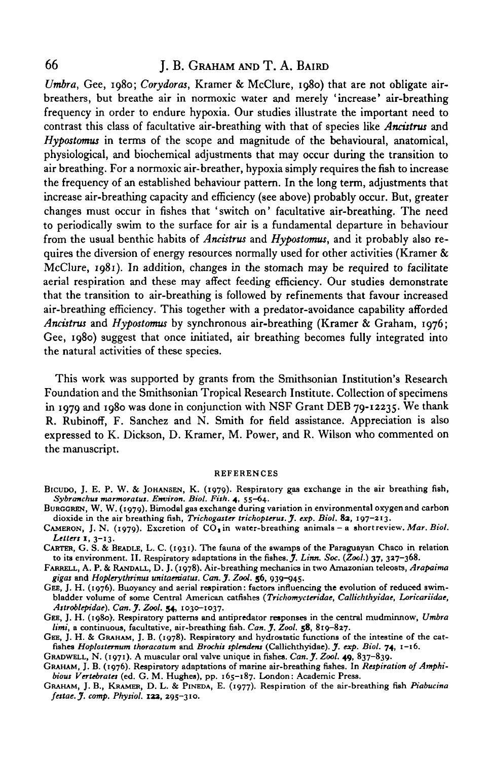*Umbra*, Gee, 1980; *Corydoras*, Kramer & McClure, 1980) that are not obligate air-breathers, but breathe air in normoxic water and merely 'increase' air-breathing frequency in order to endure hypoxia. Our studies illustrate the important need to contrast this class of facultative air-breathing with that of species like *Ancistrus* and *Hypostomus* in terms of the scope and magnitude of the behavioural, anatomical, physiological, and biochemical adjustments that may occur during the transition to air breathing. For a normoxic air-breather, hypoxia simply requires the fish to increase the frequency of an established behaviour pattern. In the long term, adjustments that increase air-breathing capacity and efficiency (see above) probably occur. But, greater changes must occur in fishes that 'switch on' facultative air-breathing. The need to periodically swim to the surface for air is a fundamental departure in behaviour from the usual benthic habits of *Ancistrus* and *Hypostomus*, and it probably also requires the diversion of energy resources normally used for other activities (Kramer & McClure, 1981). In addition, changes in the stomach may be required to facilitate aerial respiration and these may affect feeding efficiency. Our studies demonstrate that the transition to air-breathing is followed by refinements that favour increased air-breathing efficiency. This together with a predator-avoidance capability afforded *Ancistrus* and *Hypostomus* by synchronous air-breathing (Kramer & Graham, 1976; Gee, 1980) suggest that once initiated, air breathing becomes fully integrated into the natural activities of these species.

This work was supported by grants from the Smithsonian Institution's Research Foundation and the Smithsonian Tropical Research Institute. Collection of specimens in 1979 and 1980 was done in conjunction with NSF Grant DEB 79-12235. We thank R. Rubinoff, F. Sanchez and N. Smith for field assistance. Appreciation is also expressed to K. Dickson, D. Kramer, M. Power, and R. Wilson who commented on the manuscript.

## REFERENCES

Bicudo, J. E. P. W. & Johansen, K. (1979). Respiratory gas exchange in the air breathing fish, *Sybranchus marmoratus*. *Environ. Biol. Fish.* **4**, 55–64.

Burggren, W. W. (1979). Bimodal gas exchange during variation in environmental oxygen and carbon dioxide in the air breathing fish, *Trichogaster trichopterus*. *J. exp. Biol.* **82**, 197–213.

Cameron, J. N. (1979). Excretion of $CO_2$ in water-breathing animals – a short review. *Mar. Biol. Letters* **1**, 3–13.

Carter, G. S. & Beadle, L. C. (1931). The fauna of the swamps of the Paraguayan Chaco in relation to its environment. II. Respiratory adaptations in the fishes. *J. Linn. Soc.* (*Zool.*) **37**, 327–368.

Farrell, A. P. & Randall, D. J. (1978). Air-breathing mechanics in two Amazonian teleosts, *Arapaima gigas* and *Hoplerythrinus unitaeniatus*. *Can. J. Zool.* **56**, 939–945.

Gee, J. H. (1976). Buoyancy and aerial respiration: factors influencing the evolution of reduced swim-bladder volume of some Central American catfishes (*Trichomycteridae, Callichthyidae, Loricariidae, Astroblepidae*). *Can. J. Zool.* **54**, 1030–1037.

Gee, J. H. (1980). Respiratory patterns and antipredator responses in the central mudminnow, *Umbra limi*, a continuous, facultative, air-breathing fish. *Can. J. Zool.* **58**, 819–827.

Gee, J. H. & Graham, J. B. (1978). Respiratory and hydrostatic functions of the intestine of the catfishes *Hoplosternum thoracatum* and *Brochis splendens* (Callichthyidae). *J. exp. Biol.* **74**, 1–16.

Gradwell, N. (1971). A muscular oral valve unique in fishes. *Can. J. Zool.* **49**, 837–839.

Graham, J. B. (1976). Respiratory adaptations of marine air-breathing fishes. In *Respiration of Amphibious Vertebrates* (ed. G. M. Hughes), pp. 165–187. London: Academic Press.

Graham, J. B., Kramer, D. L. & Pineda, E. (1977). Respiration of the air-breathing fish *Piabucina festae*. *J. comp. Physiol.* **122**, 295–310.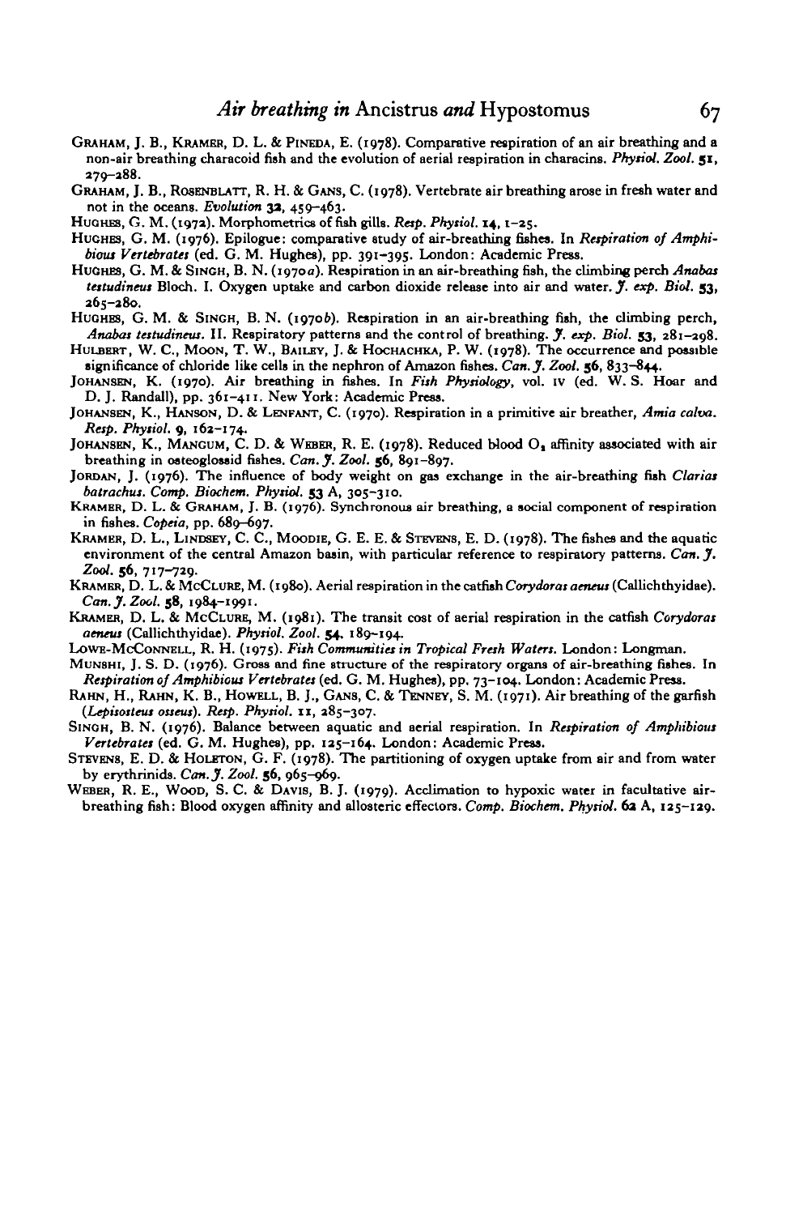Graham, J. B., Kramer, D. L. & Pineda, E. (1978). Comparative respiration of an air breathing and a non-air breathing characoid fish and the evolution of aerial respiration in characins. *Physiol. Zool.* **51**, 279–288.

Graham, J. B., Rosenblatt, R. H. & Gans, C. (1978). Vertebrate air breathing arose in fresh water and not in the oceans. *Evolution* **32**, 459–463.

Hughes, G. M. (1972). Morphometrics of fish gills. *Resp. Physiol.* **14**, 1–25.

Hughes, G. M. (1976). Epilogue: comparative study of air-breathing fishes. In *Respiration of Amphibious Vertebrates* (ed. G. M. Hughes), pp. 391–395. London: Academic Press.

Hughes, G. M. & Singh, B. N. (1970*a*). Respiration in an air-breathing fish, the climbing perch *Anabas testudineus* Bloch. I. Oxygen uptake and carbon dioxide release into air and water. *J. exp. Biol.* **53**, 265–280.

Hughes, G. M. & Singh, B. N. (1970*b*). Respiration in an air-breathing fish, the climbing perch, *Anabas testudineus*. II. Respiratory patterns and the control of breathing. *J. exp. Biol.* **53**, 281–298.

Hulbert, W. C., Moon, T. W., Bailey, J. & Hochachka, P. W. (1978). The occurrence and possible significance of chloride like cells in the nephron of Amazon fishes. *Can. J. Zool.* **56**, 833–844.

Johansen, K. (1970). Air breathing in fishes. In *Fish Physiology*, vol. IV (ed. W. S. Hoar and D. J. Randall), pp. 361–411. New York: Academic Press.

Johansen, K., Hanson, D. & Lenfant, C. (1970). Respiration in a primitive air breather, *Amia calva*. *Resp. Physiol.* **9**, 162–174.

Johansen, K., Mangum, C. D. & Weber, R. E. (1978). Reduced blood $O_2$ affinity associated with air breathing in osteoglossid fishes. *Can. J. Zool.* **56**, 891–897.

Jordan, J. (1976). The influence of body weight on gas exchange in the air-breathing fish *Clarias batrachus*. *Comp. Biochem. Physiol.* **53** A, 305–310.

Kramer, D. L. & Graham, J. B. (1976). Synchronous air breathing, a social component of respiration in fishes. *Copeia*, pp. 689–697.

Kramer, D. L., Lindsey, C. C., Moodie, G. E. E. & Stevens, E. D. (1978). The fishes and the aquatic environment of the central Amazon basin, with particular reference to respiratory patterns. *Can. J. Zool.* **56**, 717–729.

Kramer, D. L. & McClure, M. (1980). Aerial respiration in the catfish *Corydoras aeneus* (Callichthyidae). *Can. J. Zool.* **58**, 1984–1991.

Kramer, D. L. & McClure, M. (1981). The transit cost of aerial respiration in the catfish *Corydoras aeneus* (Callichthyidae). *Physiol. Zool.* **54**, 189–194.

Lowe-McConnell, R. H. (1975). *Fish Communities in Tropical Fresh Waters.* London: Longman.

Munshi, J. S. D. (1976). Gross and fine structure of the respiratory organs of air-breathing fishes. In *Respiration of Amphibious Vertebrates* (ed. G. M. Hughes), pp. 73–104. London: Academic Press.

Rahn, H., Rahn, K. B., Howell, B. J., Gans, C. & Tenney, S. M. (1971). Air breathing of the garfish (*Lepisosteus osseus*). *Resp. Physiol.* **11**, 285–307.

Singh, B. N. (1976). Balance between aquatic and aerial respiration. In *Respiration of Amphibious Vertebrates* (ed. G. M. Hughes), pp. 125–164. London: Academic Press.

Stevens, E. D. & Holeton, G. F. (1978). The partitioning of oxygen uptake from air and from water by erythrinids. *Can. J. Zool.* **56**, 965–969.

Weber, R. E., Wood, S. C. & Davis, B. J. (1979). Acclimation to hypoxic water in facultative air-breathing fish: Blood oxygen affinity and allosteric effectors. *Comp. Biochem. Physiol.* **62** A, 125–129.